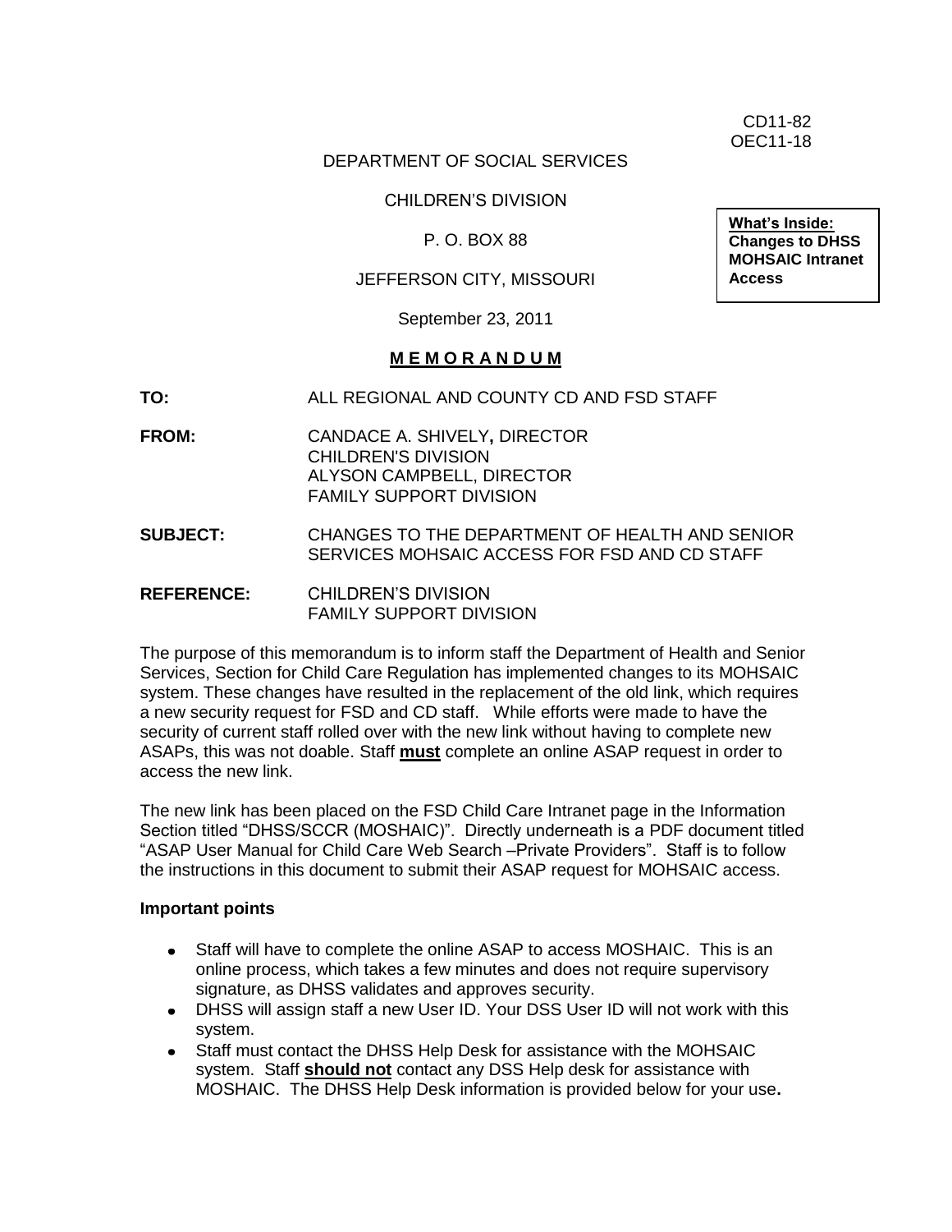CD11-82
OEC11-18

DEPARTMENT OF SOCIAL SERVICES

CHILDREN'S DIVISION

P. O. BOX 88

JEFFERSON CITY, MISSOURI

September 23, 2011

**What's Inside:**
**Changes to DHSS MOHSAIC Intranet Access**

## M E M O R A N D U M

**TO:** ALL REGIONAL AND COUNTY CD AND FSD STAFF

**FROM:** CANDACE A. SHIVELY**,** DIRECTOR
CHILDREN'S DIVISION
ALYSON CAMPBELL, DIRECTOR
FAMILY SUPPORT DIVISION

**SUBJECT:** CHANGES TO THE DEPARTMENT OF HEALTH AND SENIOR SERVICES MOHSAIC ACCESS FOR FSD AND CD STAFF

**REFERENCE:** CHILDREN'S DIVISION
FAMILY SUPPORT DIVISION

The purpose of this memorandum is to inform staff the Department of Health and Senior Services, Section for Child Care Regulation has implemented changes to its MOHSAIC system. These changes have resulted in the replacement of the old link, which requires a new security request for FSD and CD staff. While efforts were made to have the security of current staff rolled over with the new link without having to complete new ASAPs, this was not doable. Staff **must** complete an online ASAP request in order to access the new link.

The new link has been placed on the FSD Child Care Intranet page in the Information Section titled "DHSS/SCCR (MOSHAIC)". Directly underneath is a PDF document titled "ASAP User Manual for Child Care Web Search –Private Providers". Staff is to follow the instructions in this document to submit their ASAP request for MOHSAIC access.

**Important points**

- Staff will have to complete the online ASAP to access MOSHAIC. This is an online process, which takes a few minutes and does not require supervisory signature, as DHSS validates and approves security.
- DHSS will assign staff a new User ID. Your DSS User ID will not work with this system.
- Staff must contact the DHSS Help Desk for assistance with the MOHSAIC system. Staff **should not** contact any DSS Help desk for assistance with MOSHAIC. The DHSS Help Desk information is provided below for your use**.**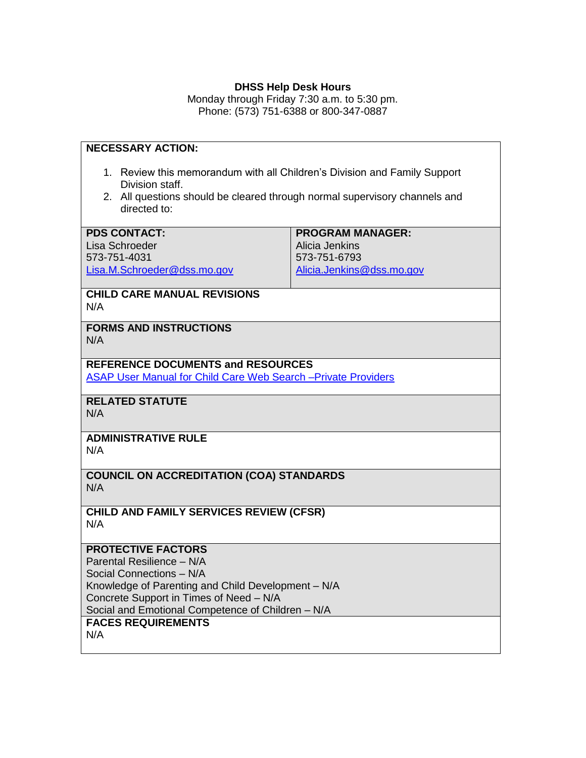**DHSS Help Desk Hours**
Monday through Friday 7:30 a.m. to 5:30 pm.
Phone: (573) 751-6388 or 800-347-0887

**NECESSARY ACTION:**

1. Review this memorandum with all Children's Division and Family Support Division staff.
2. All questions should be cleared through normal supervisory channels and directed to:

| **PDS CONTACT:** | **PROGRAM MANAGER:** |
|---|---|
| Lisa Schroeder<br>573-751-4031<br>Lisa.M.Schroeder@dss.mo.gov | Alicia Jenkins<br>573-751-6793<br>Alicia.Jenkins@dss.mo.gov |

**CHILD CARE MANUAL REVISIONS**
N/A

**FORMS AND INSTRUCTIONS**
N/A

**REFERENCE DOCUMENTS and RESOURCES**
ASAP User Manual for Child Care Web Search –Private Providers

**RELATED STATUTE**
N/A

**ADMINISTRATIVE RULE**
N/A

**COUNCIL ON ACCREDITATION (COA) STANDARDS**
N/A

**CHILD AND FAMILY SERVICES REVIEW (CFSR)**
N/A

**PROTECTIVE FACTORS**
Parental Resilience – N/A
Social Connections – N/A
Knowledge of Parenting and Child Development – N/A
Concrete Support in Times of Need – N/A
Social and Emotional Competence of Children – N/A

**FACES REQUIREMENTS**
N/A